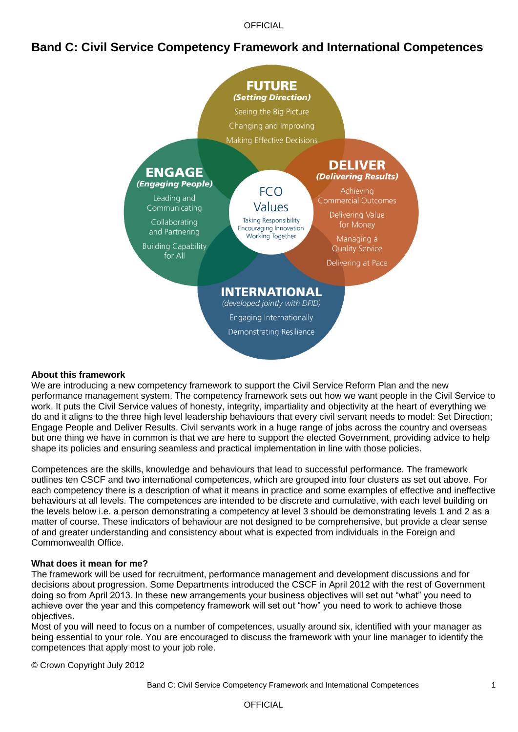# Band C: Civil Service Competency Framework and International Competences

**FUTURE**
*(Setting Direction)*
Seeing the Big Picture
Changing and Improving
Making Effective Decisions

**ENGAGE**
*(Engaging People)*
Leading and Communicating
Collaborating and Partnering
Building Capability for All

**FCO Values**
Taking Responsibility
Encouraging Innovation
Working Together

**DELIVER**
*(Delivering Results)*
Achieving Commercial Outcomes
Delivering Value for Money
Managing a Quality Service
Delivering at Pace

**INTERNATIONAL**
*(developed jointly with DFID)*
Engaging Internationally
Demonstrating Resilience

**About this framework**

We are introducing a new competency framework to support the Civil Service Reform Plan and the new performance management system. The competency framework sets out how we want people in the Civil Service to work. It puts the Civil Service values of honesty, integrity, impartiality and objectivity at the heart of everything we do and it aligns to the three high level leadership behaviours that every civil servant needs to model: Set Direction; Engage People and Deliver Results. Civil servants work in a huge range of jobs across the country and overseas but one thing we have in common is that we are here to support the elected Government, providing advice to help shape its policies and ensuring seamless and practical implementation in line with those policies.

Competences are the skills, knowledge and behaviours that lead to successful performance. The framework outlines ten CSCF and two international competences, which are grouped into four clusters as set out above. For each competency there is a description of what it means in practice and some examples of effective and ineffective behaviours at all levels. The competences are intended to be discrete and cumulative, with each level building on the levels below i.e. a person demonstrating a competency at level 3 should be demonstrating levels 1 and 2 as a matter of course. These indicators of behaviour are not designed to be comprehensive, but provide a clear sense of and greater understanding and consistency about what is expected from individuals in the Foreign and Commonwealth Office.

**What does it mean for me?**

The framework will be used for recruitment, performance management and development discussions and for decisions about progression. Some Departments introduced the CSCF in April 2012 with the rest of Government doing so from April 2013. In these new arrangements your business objectives will set out "what" you need to achieve over the year and this competency framework will set out "how" you need to work to achieve those objectives.

Most of you will need to focus on a number of competences, usually around six, identified with your manager as being essential to your role. You are encouraged to discuss the framework with your line manager to identify the competences that apply most to your job role.

© Crown Copyright July 2012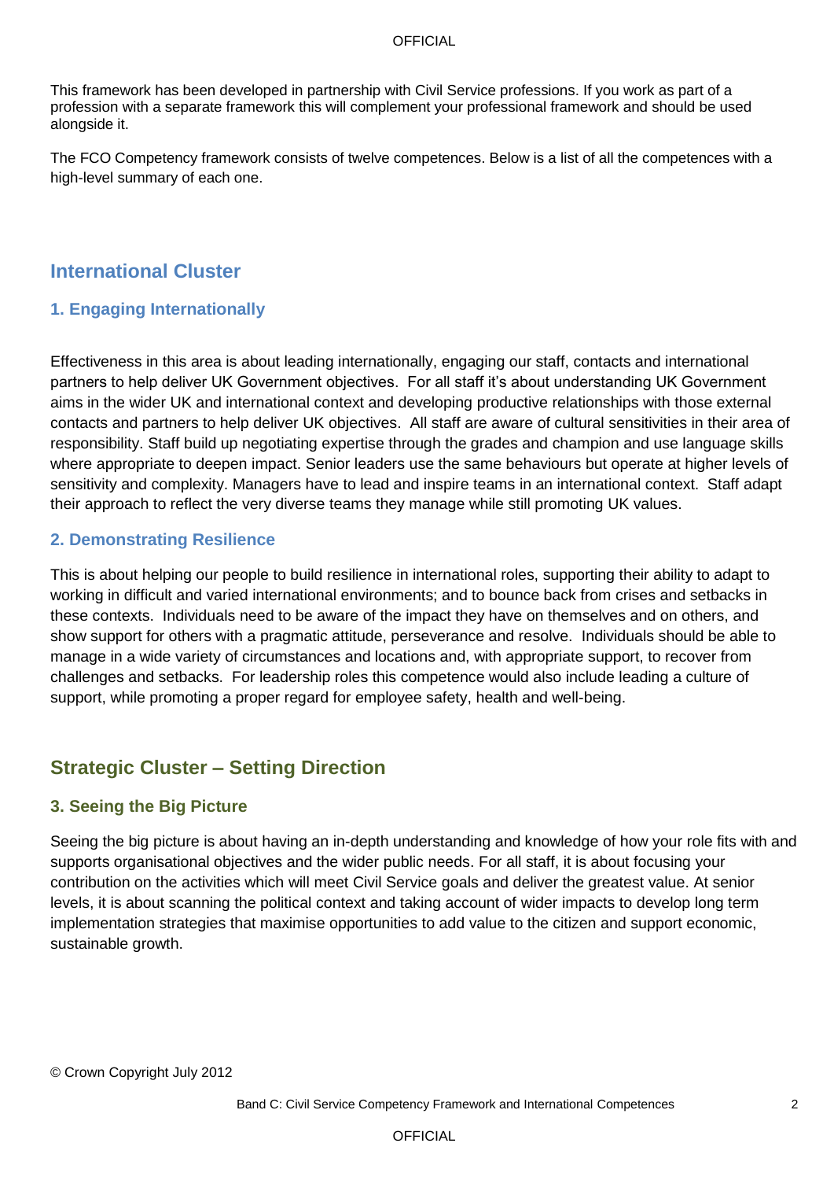This framework has been developed in partnership with Civil Service professions. If you work as part of a profession with a separate framework this will complement your professional framework and should be used alongside it.

The FCO Competency framework consists of twelve competences. Below is a list of all the competences with a high-level summary of each one.

## International Cluster

### 1. Engaging Internationally

Effectiveness in this area is about leading internationally, engaging our staff, contacts and international partners to help deliver UK Government objectives. For all staff it's about understanding UK Government aims in the wider UK and international context and developing productive relationships with those external contacts and partners to help deliver UK objectives. All staff are aware of cultural sensitivities in their area of responsibility. Staff build up negotiating expertise through the grades and champion and use language skills where appropriate to deepen impact. Senior leaders use the same behaviours but operate at higher levels of sensitivity and complexity. Managers have to lead and inspire teams in an international context. Staff adapt their approach to reflect the very diverse teams they manage while still promoting UK values.

### 2. Demonstrating Resilience

This is about helping our people to build resilience in international roles, supporting their ability to adapt to working in difficult and varied international environments; and to bounce back from crises and setbacks in these contexts. Individuals need to be aware of the impact they have on themselves and on others, and show support for others with a pragmatic attitude, perseverance and resolve. Individuals should be able to manage in a wide variety of circumstances and locations and, with appropriate support, to recover from challenges and setbacks. For leadership roles this competence would also include leading a culture of support, while promoting a proper regard for employee safety, health and well-being.

## Strategic Cluster – Setting Direction

### 3. Seeing the Big Picture

Seeing the big picture is about having an in-depth understanding and knowledge of how your role fits with and supports organisational objectives and the wider public needs. For all staff, it is about focusing your contribution on the activities which will meet Civil Service goals and deliver the greatest value. At senior levels, it is about scanning the political context and taking account of wider impacts to develop long term implementation strategies that maximise opportunities to add value to the citizen and support economic, sustainable growth.

© Crown Copyright July 2012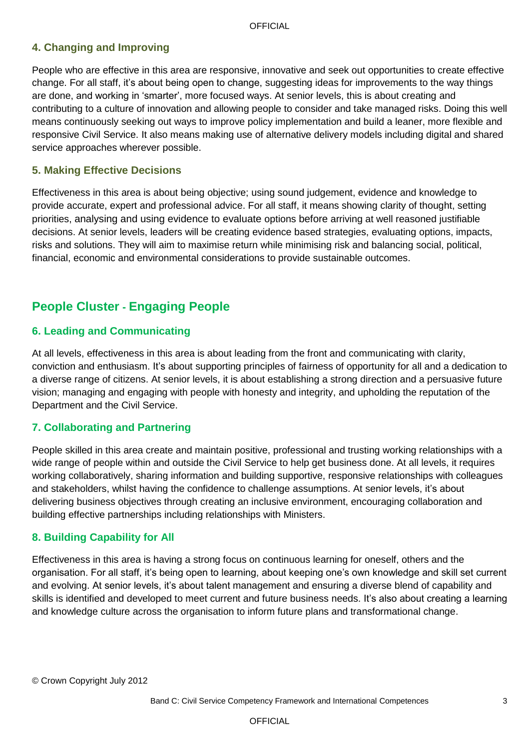### 4. Changing and Improving

People who are effective in this area are responsive, innovative and seek out opportunities to create effective change. For all staff, it's about being open to change, suggesting ideas for improvements to the way things are done, and working in 'smarter', more focused ways. At senior levels, this is about creating and contributing to a culture of innovation and allowing people to consider and take managed risks. Doing this well means continuously seeking out ways to improve policy implementation and build a leaner, more flexible and responsive Civil Service. It also means making use of alternative delivery models including digital and shared service approaches wherever possible.

### 5. Making Effective Decisions

Effectiveness in this area is about being objective; using sound judgement, evidence and knowledge to provide accurate, expert and professional advice. For all staff, it means showing clarity of thought, setting priorities, analysing and using evidence to evaluate options before arriving at well reasoned justifiable decisions. At senior levels, leaders will be creating evidence based strategies, evaluating options, impacts, risks and solutions. They will aim to maximise return while minimising risk and balancing social, political, financial, economic and environmental considerations to provide sustainable outcomes.

## People Cluster - Engaging People

### 6. Leading and Communicating

At all levels, effectiveness in this area is about leading from the front and communicating with clarity, conviction and enthusiasm. It's about supporting principles of fairness of opportunity for all and a dedication to a diverse range of citizens. At senior levels, it is about establishing a strong direction and a persuasive future vision; managing and engaging with people with honesty and integrity, and upholding the reputation of the Department and the Civil Service.

### 7. Collaborating and Partnering

People skilled in this area create and maintain positive, professional and trusting working relationships with a wide range of people within and outside the Civil Service to help get business done. At all levels, it requires working collaboratively, sharing information and building supportive, responsive relationships with colleagues and stakeholders, whilst having the confidence to challenge assumptions. At senior levels, it's about delivering business objectives through creating an inclusive environment, encouraging collaboration and building effective partnerships including relationships with Ministers.

### 8. Building Capability for All

Effectiveness in this area is having a strong focus on continuous learning for oneself, others and the organisation. For all staff, it's being open to learning, about keeping one's own knowledge and skill set current and evolving. At senior levels, it's about talent management and ensuring a diverse blend of capability and skills is identified and developed to meet current and future business needs. It's also about creating a learning and knowledge culture across the organisation to inform future plans and transformational change.

© Crown Copyright July 2012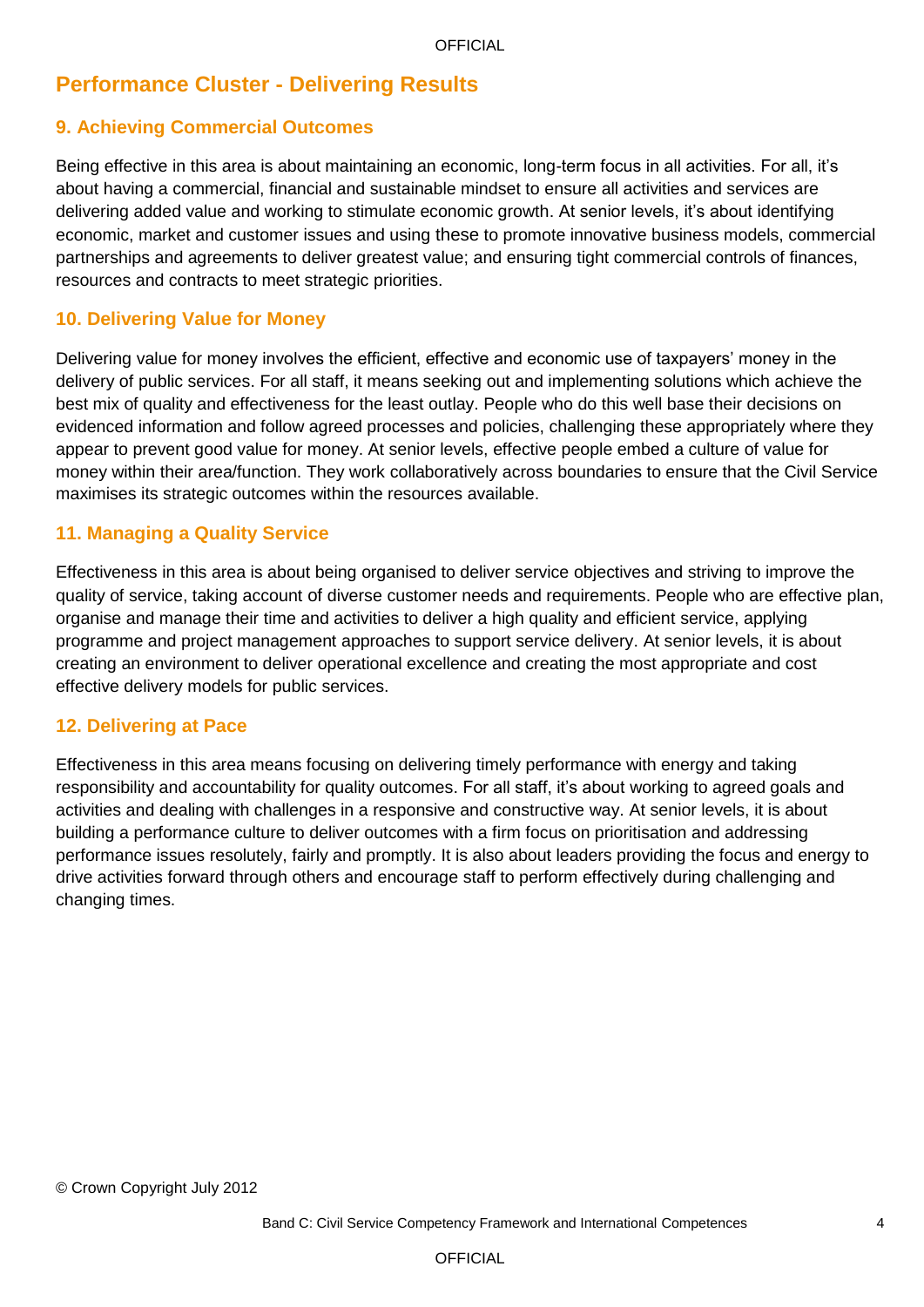## Performance Cluster - Delivering Results

### 9. Achieving Commercial Outcomes

Being effective in this area is about maintaining an economic, long-term focus in all activities. For all, it's about having a commercial, financial and sustainable mindset to ensure all activities and services are delivering added value and working to stimulate economic growth. At senior levels, it's about identifying economic, market and customer issues and using these to promote innovative business models, commercial partnerships and agreements to deliver greatest value; and ensuring tight commercial controls of finances, resources and contracts to meet strategic priorities.

### 10. Delivering Value for Money

Delivering value for money involves the efficient, effective and economic use of taxpayers' money in the delivery of public services. For all staff, it means seeking out and implementing solutions which achieve the best mix of quality and effectiveness for the least outlay. People who do this well base their decisions on evidenced information and follow agreed processes and policies, challenging these appropriately where they appear to prevent good value for money. At senior levels, effective people embed a culture of value for money within their area/function. They work collaboratively across boundaries to ensure that the Civil Service maximises its strategic outcomes within the resources available.

### 11. Managing a Quality Service

Effectiveness in this area is about being organised to deliver service objectives and striving to improve the quality of service, taking account of diverse customer needs and requirements. People who are effective plan, organise and manage their time and activities to deliver a high quality and efficient service, applying programme and project management approaches to support service delivery. At senior levels, it is about creating an environment to deliver operational excellence and creating the most appropriate and cost effective delivery models for public services.

### 12. Delivering at Pace

Effectiveness in this area means focusing on delivering timely performance with energy and taking responsibility and accountability for quality outcomes. For all staff, it's about working to agreed goals and activities and dealing with challenges in a responsive and constructive way. At senior levels, it is about building a performance culture to deliver outcomes with a firm focus on prioritisation and addressing performance issues resolutely, fairly and promptly. It is also about leaders providing the focus and energy to drive activities forward through others and encourage staff to perform effectively during challenging and changing times.

© Crown Copyright July 2012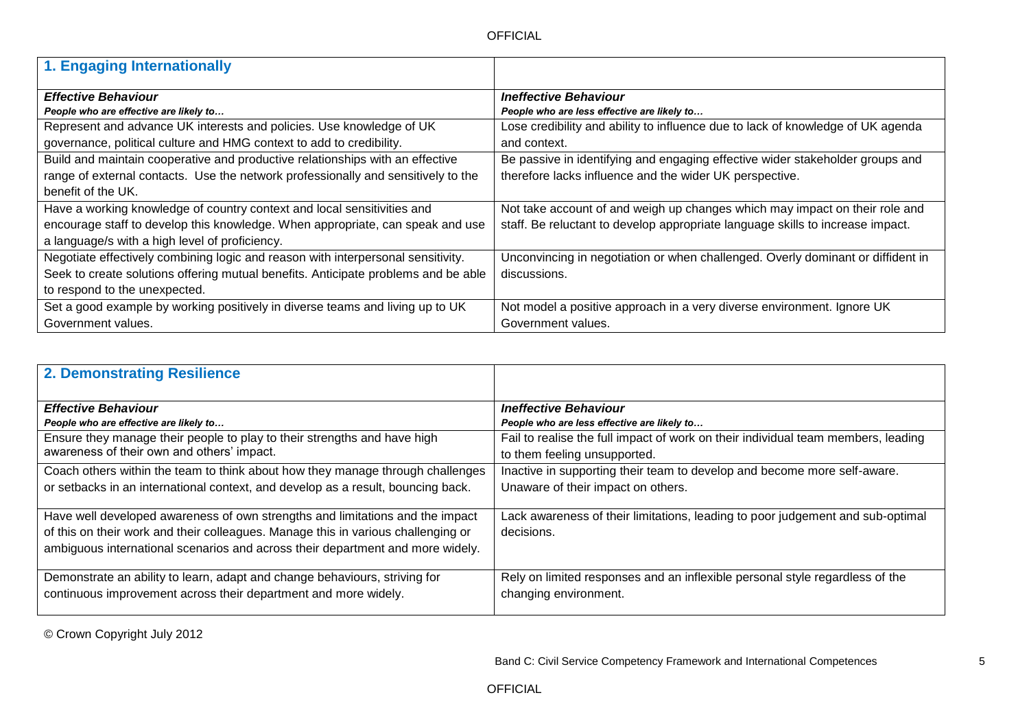## 1. Engaging Internationally

| ***Effective Behaviour***<br>***People who are effective are likely to…*** | ***Ineffective Behaviour***<br>***People who are less effective are likely to…*** |
|---|---|
| Represent and advance UK interests and policies. Use knowledge of UK governance, political culture and HMG context to add to credibility. | Lose credibility and ability to influence due to lack of knowledge of UK agenda and context. |
| Build and maintain cooperative and productive relationships with an effective range of external contacts. Use the network professionally and sensitively to the benefit of the UK. | Be passive in identifying and engaging effective wider stakeholder groups and therefore lacks influence and the wider UK perspective. |
| Have a working knowledge of country context and local sensitivities and encourage staff to develop this knowledge. When appropriate, can speak and use a language/s with a high level of proficiency. | Not take account of and weigh up changes which may impact on their role and staff. Be reluctant to develop appropriate language skills to increase impact. |
| Negotiate effectively combining logic and reason with interpersonal sensitivity. Seek to create solutions offering mutual benefits. Anticipate problems and be able to respond to the unexpected. | Unconvincing in negotiation or when challenged. Overly dominant or diffident in discussions. |
| Set a good example by working positively in diverse teams and living up to UK Government values. | Not model a positive approach in a very diverse environment. Ignore UK Government values. |

## 2. Demonstrating Resilience

| ***Effective Behaviour***<br>***People who are effective are likely to…*** | ***Ineffective Behaviour***<br>***People who are less effective are likely to…*** |
|---|---|
| Ensure they manage their people to play to their strengths and have high awareness of their own and others' impact. | Fail to realise the full impact of work on their individual team members, leading to them feeling unsupported. |
| Coach others within the team to think about how they manage through challenges or setbacks in an international context, and develop as a result, bouncing back. | Inactive in supporting their team to develop and become more self-aware. Unaware of their impact on others. |
| Have well developed awareness of own strengths and limitations and the impact of this on their work and their colleagues. Manage this in various challenging or ambiguous international scenarios and across their department and more widely. | Lack awareness of their limitations, leading to poor judgement and sub-optimal decisions. |
| Demonstrate an ability to learn, adapt and change behaviours, striving for continuous improvement across their department and more widely. | Rely on limited responses and an inflexible personal style regardless of the changing environment. |

© Crown Copyright July 2012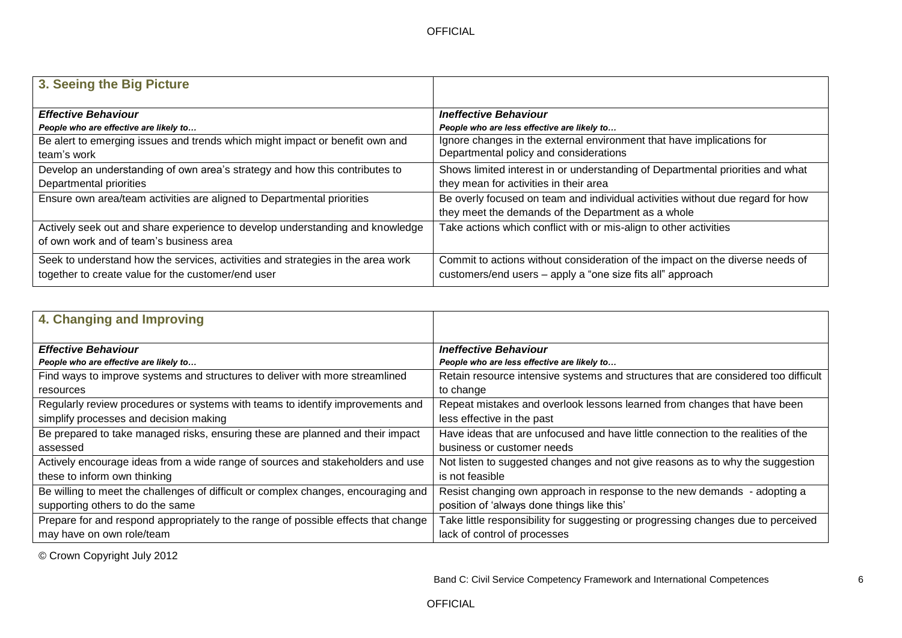## 3. Seeing the Big Picture

| ***Effective Behaviour***<br>***People who are effective are likely to…*** | ***Ineffective Behaviour***<br>***People who are less effective are likely to…*** |
|---|---|
| Be alert to emerging issues and trends which might impact or benefit own and team's work | Ignore changes in the external environment that have implications for Departmental policy and considerations |
| Develop an understanding of own area's strategy and how this contributes to Departmental priorities | Shows limited interest in or understanding of Departmental priorities and what they mean for activities in their area |
| Ensure own area/team activities are aligned to Departmental priorities | Be overly focused on team and individual activities without due regard for how they meet the demands of the Department as a whole |
| Actively seek out and share experience to develop understanding and knowledge of own work and of team's business area | Take actions which conflict with or mis-align to other activities |
| Seek to understand how the services, activities and strategies in the area work together to create value for the customer/end user | Commit to actions without consideration of the impact on the diverse needs of customers/end users – apply a "one size fits all" approach |

## 4. Changing and Improving

| ***Effective Behaviour***<br>***People who are effective are likely to…*** | ***Ineffective Behaviour***<br>***People who are less effective are likely to…*** |
|---|---|
| Find ways to improve systems and structures to deliver with more streamlined resources | Retain resource intensive systems and structures that are considered too difficult to change |
| Regularly review procedures or systems with teams to identify improvements and simplify processes and decision making | Repeat mistakes and overlook lessons learned from changes that have been less effective in the past |
| Be prepared to take managed risks, ensuring these are planned and their impact assessed | Have ideas that are unfocused and have little connection to the realities of the business or customer needs |
| Actively encourage ideas from a wide range of sources and stakeholders and use these to inform own thinking | Not listen to suggested changes and not give reasons as to why the suggestion is not feasible |
| Be willing to meet the challenges of difficult or complex changes, encouraging and supporting others to do the same | Resist changing own approach in response to the new demands - adopting a position of 'always done things like this' |
| Prepare for and respond appropriately to the range of possible effects that change may have on own role/team | Take little responsibility for suggesting or progressing changes due to perceived lack of control of processes |

© Crown Copyright July 2012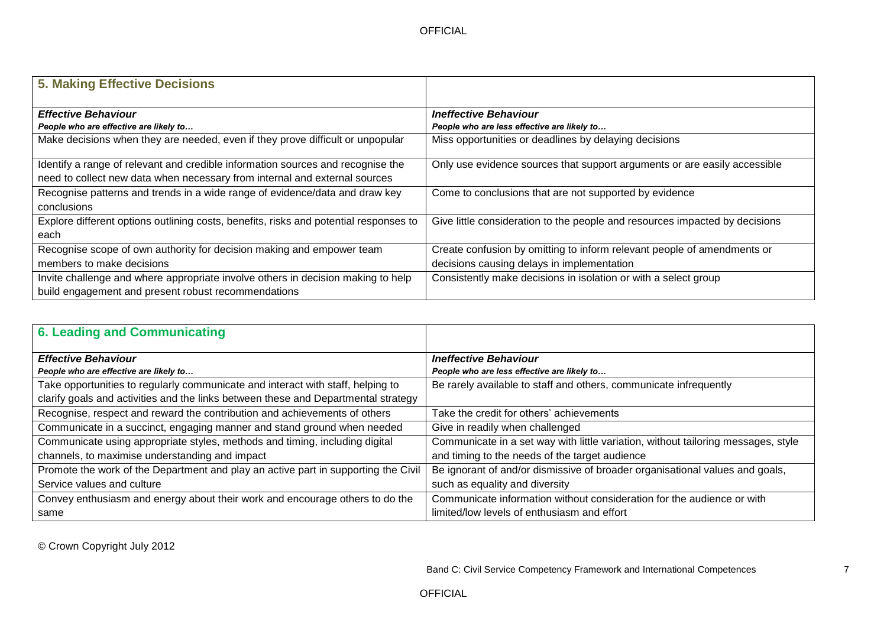## 5. Making Effective Decisions

| ***Effective Behaviour***<br>***People who are effective are likely to…*** | ***Ineffective Behaviour***<br>***People who are less effective are likely to…*** |
|---|---|
| Make decisions when they are needed, even if they prove difficult or unpopular | Miss opportunities or deadlines by delaying decisions |
| Identify a range of relevant and credible information sources and recognise the need to collect new data when necessary from internal and external sources | Only use evidence sources that support arguments or are easily accessible |
| Recognise patterns and trends in a wide range of evidence/data and draw key conclusions | Come to conclusions that are not supported by evidence |
| Explore different options outlining costs, benefits, risks and potential responses to each | Give little consideration to the people and resources impacted by decisions |
| Recognise scope of own authority for decision making and empower team members to make decisions | Create confusion by omitting to inform relevant people of amendments or decisions causing delays in implementation |
| Invite challenge and where appropriate involve others in decision making to help build engagement and present robust recommendations | Consistently make decisions in isolation or with a select group |

## 6. Leading and Communicating

| ***Effective Behaviour***<br>***People who are effective are likely to…*** | ***Ineffective Behaviour***<br>***People who are less effective are likely to…*** |
|---|---|
| Take opportunities to regularly communicate and interact with staff, helping to clarify goals and activities and the links between these and Departmental strategy | Be rarely available to staff and others, communicate infrequently |
| Recognise, respect and reward the contribution and achievements of others | Take the credit for others' achievements |
| Communicate in a succinct, engaging manner and stand ground when needed | Give in readily when challenged |
| Communicate using appropriate styles, methods and timing, including digital channels, to maximise understanding and impact | Communicate in a set way with little variation, without tailoring messages, style and timing to the needs of the target audience |
| Promote the work of the Department and play an active part in supporting the Civil Service values and culture | Be ignorant of and/or dismissive of broader organisational values and goals, such as equality and diversity |
| Convey enthusiasm and energy about their work and encourage others to do the same | Communicate information without consideration for the audience or with limited/low levels of enthusiasm and effort |

© Crown Copyright July 2012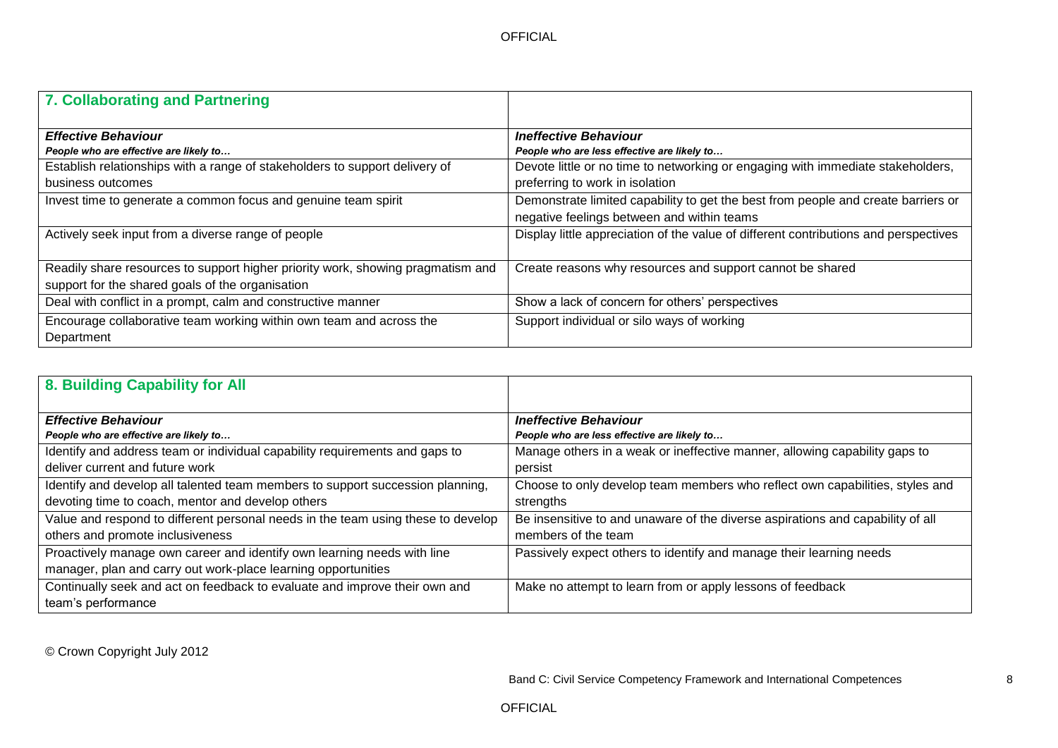## 7. Collaborating and Partnering

| ***Effective Behaviour*** <br> ***People who are effective are likely to…*** | ***Ineffective Behaviour*** <br> ***People who are less effective are likely to…*** |
|---|---|
| Establish relationships with a range of stakeholders to support delivery of business outcomes | Devote little or no time to networking or engaging with immediate stakeholders, preferring to work in isolation |
| Invest time to generate a common focus and genuine team spirit | Demonstrate limited capability to get the best from people and create barriers or negative feelings between and within teams |
| Actively seek input from a diverse range of people | Display little appreciation of the value of different contributions and perspectives |
| Readily share resources to support higher priority work, showing pragmatism and support for the shared goals of the organisation | Create reasons why resources and support cannot be shared |
| Deal with conflict in a prompt, calm and constructive manner | Show a lack of concern for others' perspectives |
| Encourage collaborative team working within own team and across the Department | Support individual or silo ways of working |

## 8. Building Capability for All

| ***Effective Behaviour*** <br> ***People who are effective are likely to…*** | ***Ineffective Behaviour*** <br> ***People who are less effective are likely to…*** |
|---|---|
| Identify and address team or individual capability requirements and gaps to deliver current and future work | Manage others in a weak or ineffective manner, allowing capability gaps to persist |
| Identify and develop all talented team members to support succession planning, devoting time to coach, mentor and develop others | Choose to only develop team members who reflect own capabilities, styles and strengths |
| Value and respond to different personal needs in the team using these to develop others and promote inclusiveness | Be insensitive to and unaware of the diverse aspirations and capability of all members of the team |
| Proactively manage own career and identify own learning needs with line manager, plan and carry out work-place learning opportunities | Passively expect others to identify and manage their learning needs |
| Continually seek and act on feedback to evaluate and improve their own and team's performance | Make no attempt to learn from or apply lessons of feedback |

© Crown Copyright July 2012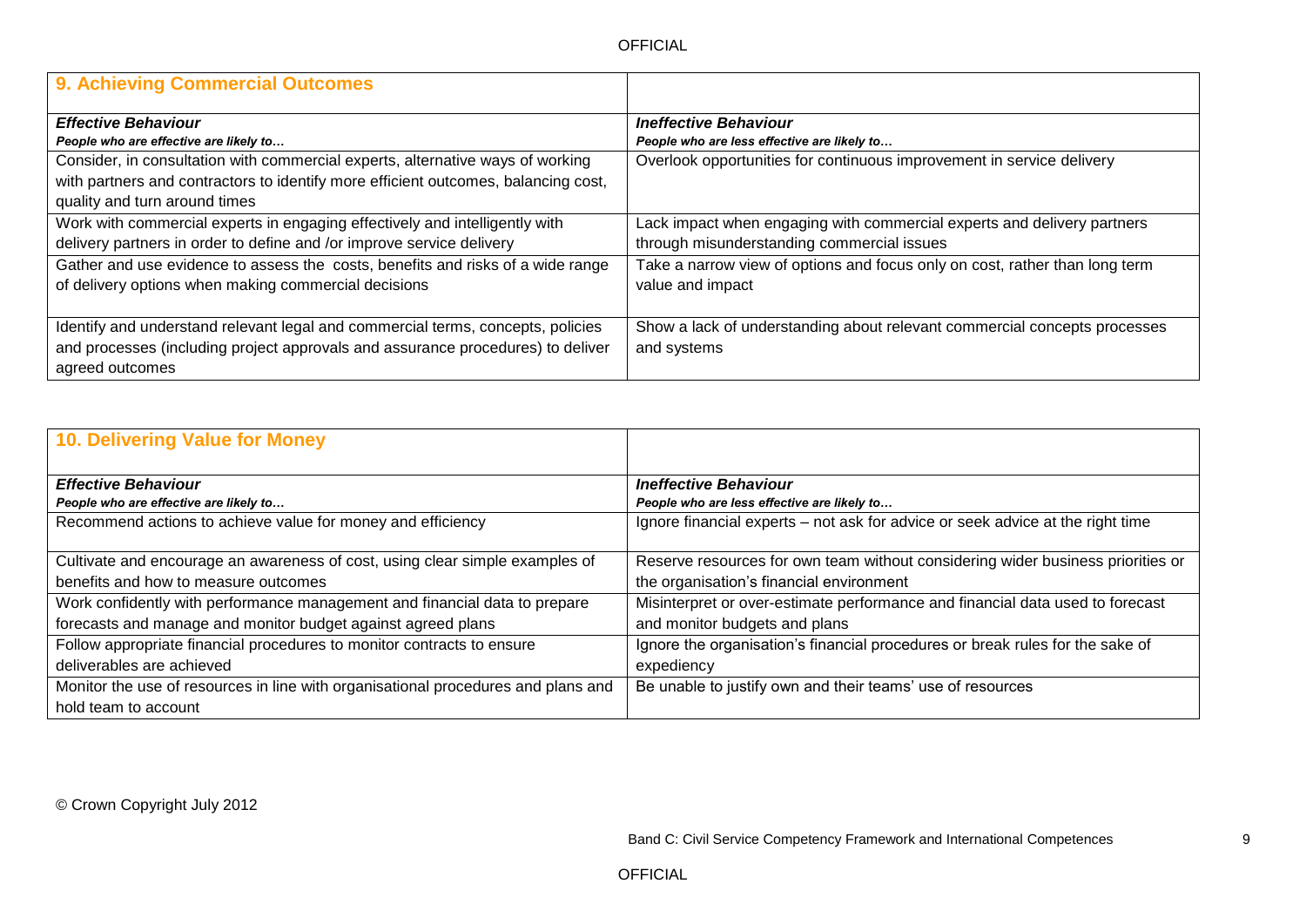## 9. Achieving Commercial Outcomes

| ***Effective Behaviour*** <br> ***People who are effective are likely to…*** | ***Ineffective Behaviour*** <br> ***People who are less effective are likely to…*** |
|---|---|
| Consider, in consultation with commercial experts, alternative ways of working with partners and contractors to identify more efficient outcomes, balancing cost, quality and turn around times | Overlook opportunities for continuous improvement in service delivery |
| Work with commercial experts in engaging effectively and intelligently with delivery partners in order to define and /or improve service delivery | Lack impact when engaging with commercial experts and delivery partners through misunderstanding commercial issues |
| Gather and use evidence to assess the costs, benefits and risks of a wide range of delivery options when making commercial decisions | Take a narrow view of options and focus only on cost, rather than long term value and impact |
| Identify and understand relevant legal and commercial terms, concepts, policies and processes (including project approvals and assurance procedures) to deliver agreed outcomes | Show a lack of understanding about relevant commercial concepts processes and systems |

## 10. Delivering Value for Money

| ***Effective Behaviour*** <br> ***People who are effective are likely to…*** | ***Ineffective Behaviour*** <br> ***People who are less effective are likely to…*** |
|---|---|
| Recommend actions to achieve value for money and efficiency | Ignore financial experts – not ask for advice or seek advice at the right time |
| Cultivate and encourage an awareness of cost, using clear simple examples of benefits and how to measure outcomes | Reserve resources for own team without considering wider business priorities or the organisation's financial environment |
| Work confidently with performance management and financial data to prepare forecasts and manage and monitor budget against agreed plans | Misinterpret or over-estimate performance and financial data used to forecast and monitor budgets and plans |
| Follow appropriate financial procedures to monitor contracts to ensure deliverables are achieved | Ignore the organisation's financial procedures or break rules for the sake of expediency |
| Monitor the use of resources in line with organisational procedures and plans and hold team to account | Be unable to justify own and their teams' use of resources |

© Crown Copyright July 2012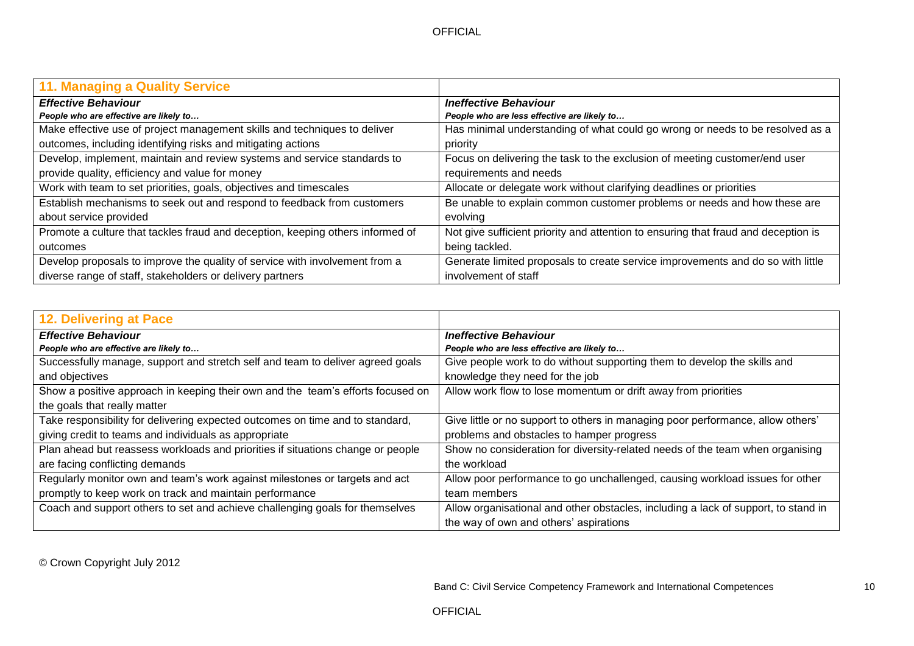| 11. Managing a Quality Service | |
| --- | --- |
| ***Effective Behaviour***<br>***People who are effective are likely to…*** | ***Ineffective Behaviour***<br>***People who are less effective are likely to…*** |
| Make effective use of project management skills and techniques to deliver outcomes, including identifying risks and mitigating actions | Has minimal understanding of what could go wrong or needs to be resolved as a priority |
| Develop, implement, maintain and review systems and service standards to provide quality, efficiency and value for money | Focus on delivering the task to the exclusion of meeting customer/end user requirements and needs |
| Work with team to set priorities, goals, objectives and timescales | Allocate or delegate work without clarifying deadlines or priorities |
| Establish mechanisms to seek out and respond to feedback from customers about service provided | Be unable to explain common customer problems or needs and how these are evolving |
| Promote a culture that tackles fraud and deception, keeping others informed of outcomes | Not give sufficient priority and attention to ensuring that fraud and deception is being tackled. |
| Develop proposals to improve the quality of service with involvement from a diverse range of staff, stakeholders or delivery partners | Generate limited proposals to create service improvements and do so with little involvement of staff |

| 12. Delivering at Pace | |
| --- | --- |
| ***Effective Behaviour***<br>***People who are effective are likely to…*** | ***Ineffective Behaviour***<br>***People who are less effective are likely to…*** |
| Successfully manage, support and stretch self and team to deliver agreed goals and objectives | Give people work to do without supporting them to develop the skills and knowledge they need for the job |
| Show a positive approach in keeping their own and the team's efforts focused on the goals that really matter | Allow work flow to lose momentum or drift away from priorities |
| Take responsibility for delivering expected outcomes on time and to standard, giving credit to teams and individuals as appropriate | Give little or no support to others in managing poor performance, allow others' problems and obstacles to hamper progress |
| Plan ahead but reassess workloads and priorities if situations change or people are facing conflicting demands | Show no consideration for diversity-related needs of the team when organising the workload |
| Regularly monitor own and team's work against milestones or targets and act promptly to keep work on track and maintain performance | Allow poor performance to go unchallenged, causing workload issues for other team members |
| Coach and support others to set and achieve challenging goals for themselves | Allow organisational and other obstacles, including a lack of support, to stand in the way of own and others' aspirations |

© Crown Copyright July 2012